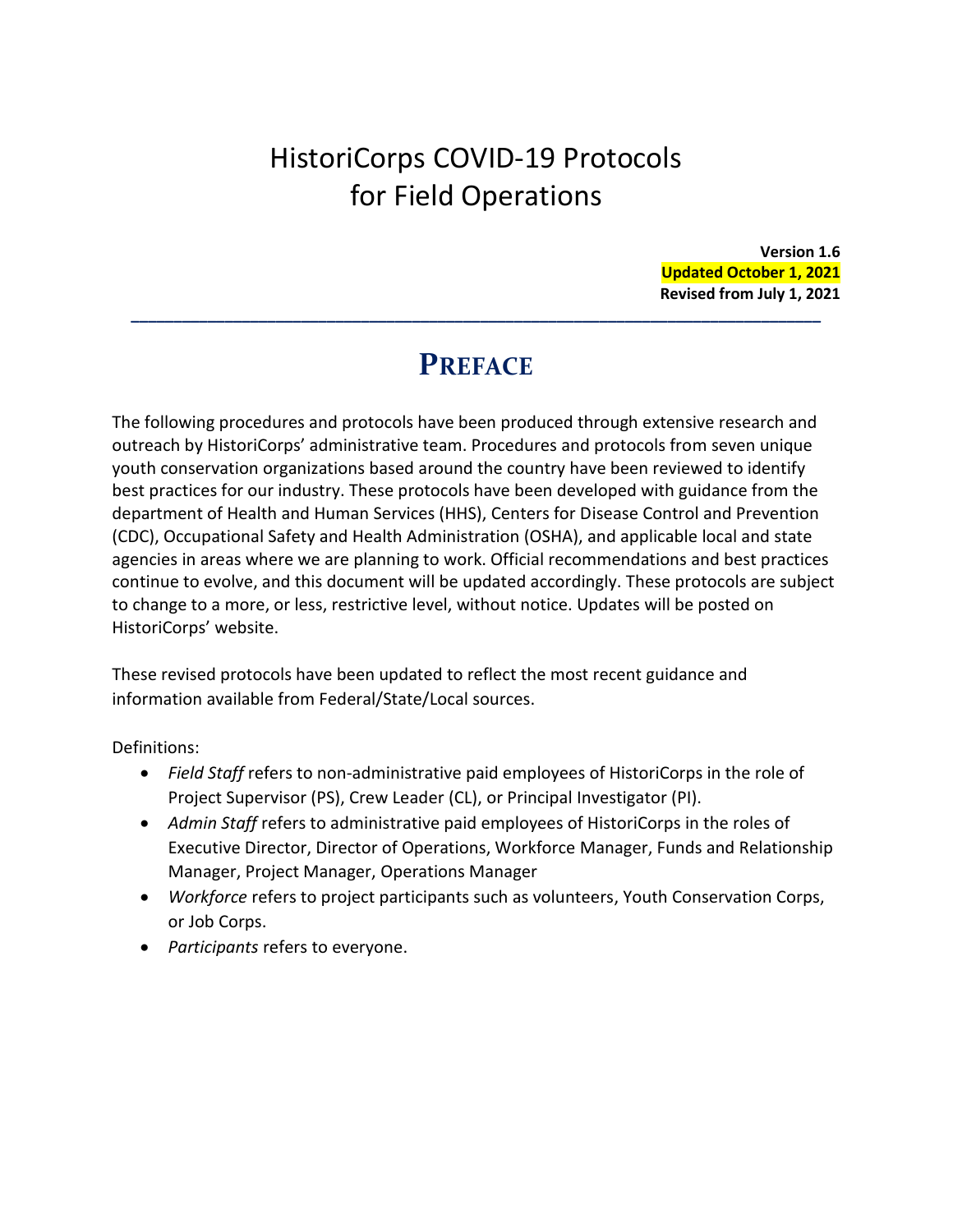# HistoriCorps COVID-19 Protocols for Field Operations

**Version 1.6**
**Updated October 1, 2021**
**Revised from July 1, 2021**

---

## PREFACE

The following procedures and protocols have been produced through extensive research and outreach by HistoriCorps' administrative team. Procedures and protocols from seven unique youth conservation organizations based around the country have been reviewed to identify best practices for our industry. These protocols have been developed with guidance from the department of Health and Human Services (HHS), Centers for Disease Control and Prevention (CDC), Occupational Safety and Health Administration (OSHA), and applicable local and state agencies in areas where we are planning to work. Official recommendations and best practices continue to evolve, and this document will be updated accordingly. These protocols are subject to change to a more, or less, restrictive level, without notice. Updates will be posted on HistoriCorps' website.

These revised protocols have been updated to reflect the most recent guidance and information available from Federal/State/Local sources.

Definitions:

- *Field Staff* refers to non-administrative paid employees of HistoriCorps in the role of Project Supervisor (PS), Crew Leader (CL), or Principal Investigator (PI).
- *Admin Staff* refers to administrative paid employees of HistoriCorps in the roles of Executive Director, Director of Operations, Workforce Manager, Funds and Relationship Manager, Project Manager, Operations Manager
- *Workforce* refers to project participants such as volunteers, Youth Conservation Corps, or Job Corps.
- *Participants* refers to everyone.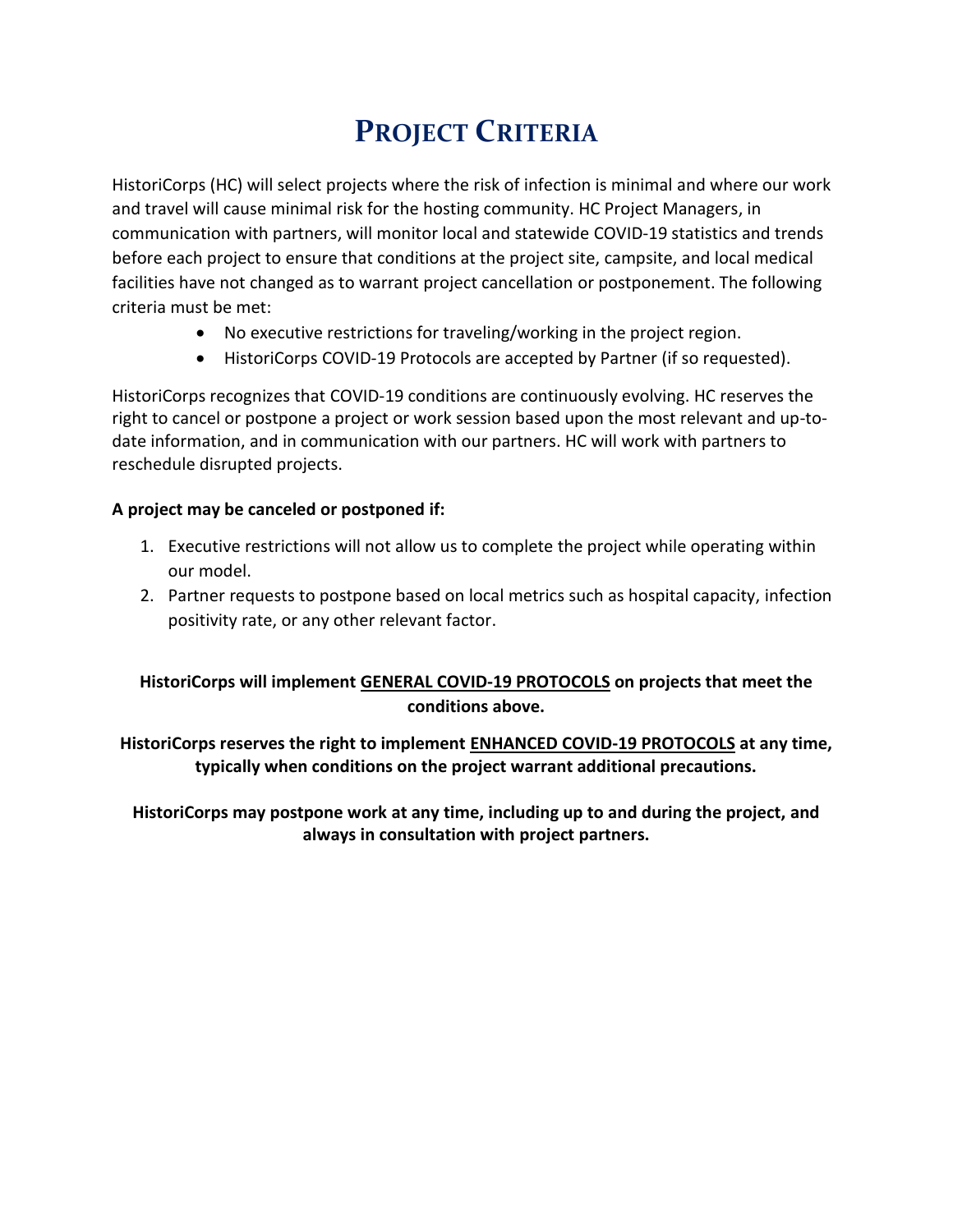# Project Criteria

HistoriCorps (HC) will select projects where the risk of infection is minimal and where our work and travel will cause minimal risk for the hosting community. HC Project Managers, in communication with partners, will monitor local and statewide COVID-19 statistics and trends before each project to ensure that conditions at the project site, campsite, and local medical facilities have not changed as to warrant project cancellation or postponement. The following criteria must be met:

- No executive restrictions for traveling/working in the project region.
- HistoriCorps COVID-19 Protocols are accepted by Partner (if so requested).

HistoriCorps recognizes that COVID-19 conditions are continuously evolving. HC reserves the right to cancel or postpone a project or work session based upon the most relevant and up-to-date information, and in communication with our partners. HC will work with partners to reschedule disrupted projects.

**A project may be canceled or postponed if:**

1. Executive restrictions will not allow us to complete the project while operating within our model.
2. Partner requests to postpone based on local metrics such as hospital capacity, infection positivity rate, or any other relevant factor.

**HistoriCorps will implement <u>GENERAL COVID-19 PROTOCOLS</u> on projects that meet the conditions above.**

**HistoriCorps reserves the right to implement <u>ENHANCED COVID-19 PROTOCOLS</u> at any time, typically when conditions on the project warrant additional precautions.**

**HistoriCorps may postpone work at any time, including up to and during the project, and always in consultation with project partners.**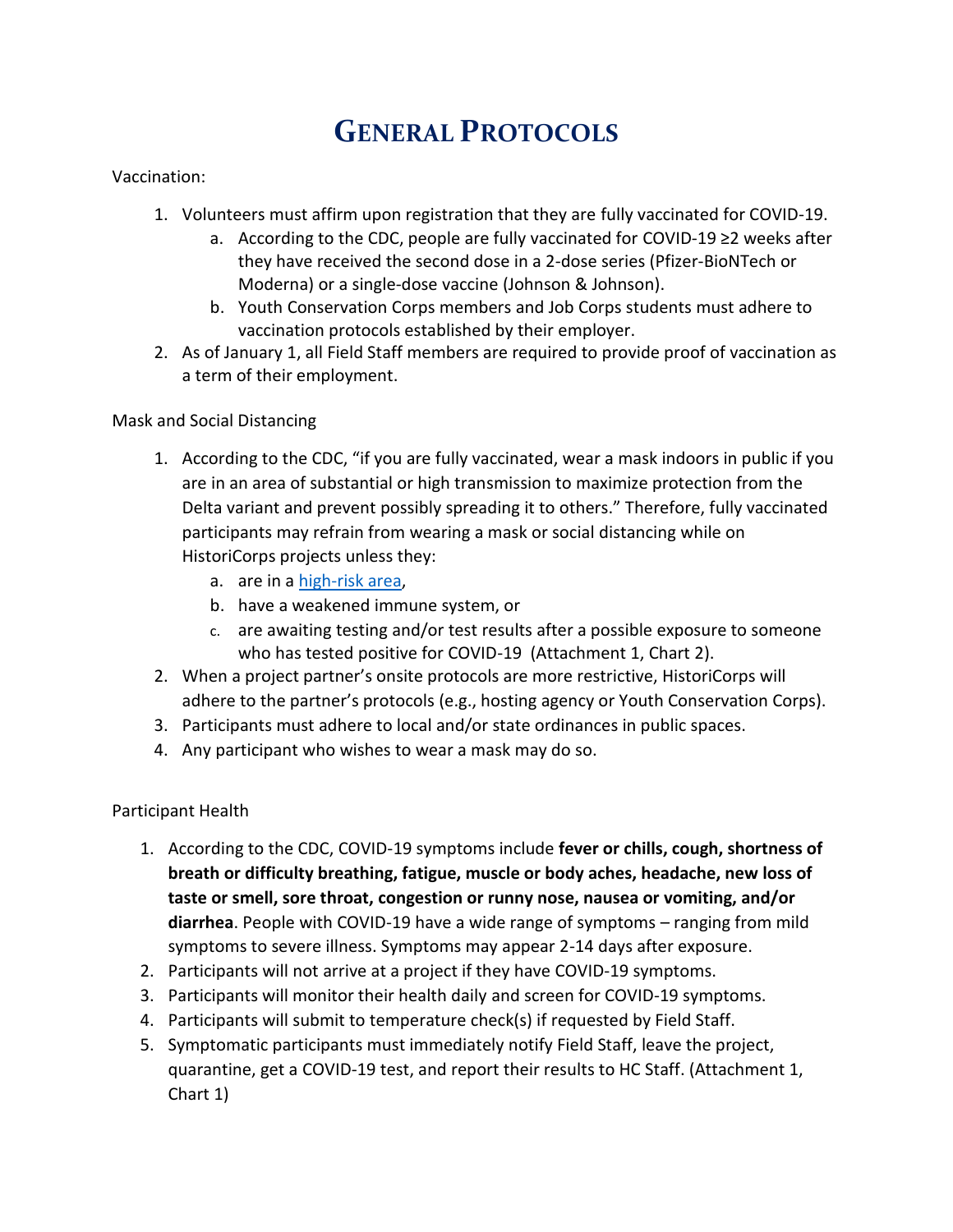# General Protocols

Vaccination:

1. Volunteers must affirm upon registration that they are fully vaccinated for COVID-19.
   a. According to the CDC, people are fully vaccinated for COVID-19 ≥2 weeks after they have received the second dose in a 2-dose series (Pfizer-BioNTech or Moderna) or a single-dose vaccine (Johnson & Johnson).
   b. Youth Conservation Corps members and Job Corps students must adhere to vaccination protocols established by their employer.
2. As of January 1, all Field Staff members are required to provide proof of vaccination as a term of their employment.

Mask and Social Distancing

1. According to the CDC, "if you are fully vaccinated, wear a mask indoors in public if you are in an area of substantial or high transmission to maximize protection from the Delta variant and prevent possibly spreading it to others." Therefore, fully vaccinated participants may refrain from wearing a mask or social distancing while on HistoriCorps projects unless they:
   a. are in a high-risk area,
   b. have a weakened immune system, or
   c. are awaiting testing and/or test results after a possible exposure to someone who has tested positive for COVID-19 (Attachment 1, Chart 2).
2. When a project partner's onsite protocols are more restrictive, HistoriCorps will adhere to the partner's protocols (e.g., hosting agency or Youth Conservation Corps).
3. Participants must adhere to local and/or state ordinances in public spaces.
4. Any participant who wishes to wear a mask may do so.

Participant Health

1. According to the CDC, COVID-19 symptoms include **fever or chills, cough, shortness of breath or difficulty breathing, fatigue, muscle or body aches, headache, new loss of taste or smell, sore throat, congestion or runny nose, nausea or vomiting, and/or diarrhea**. People with COVID-19 have a wide range of symptoms – ranging from mild symptoms to severe illness. Symptoms may appear 2-14 days after exposure.
2. Participants will not arrive at a project if they have COVID-19 symptoms.
3. Participants will monitor their health daily and screen for COVID-19 symptoms.
4. Participants will submit to temperature check(s) if requested by Field Staff.
5. Symptomatic participants must immediately notify Field Staff, leave the project, quarantine, get a COVID-19 test, and report their results to HC Staff. (Attachment 1, Chart 1)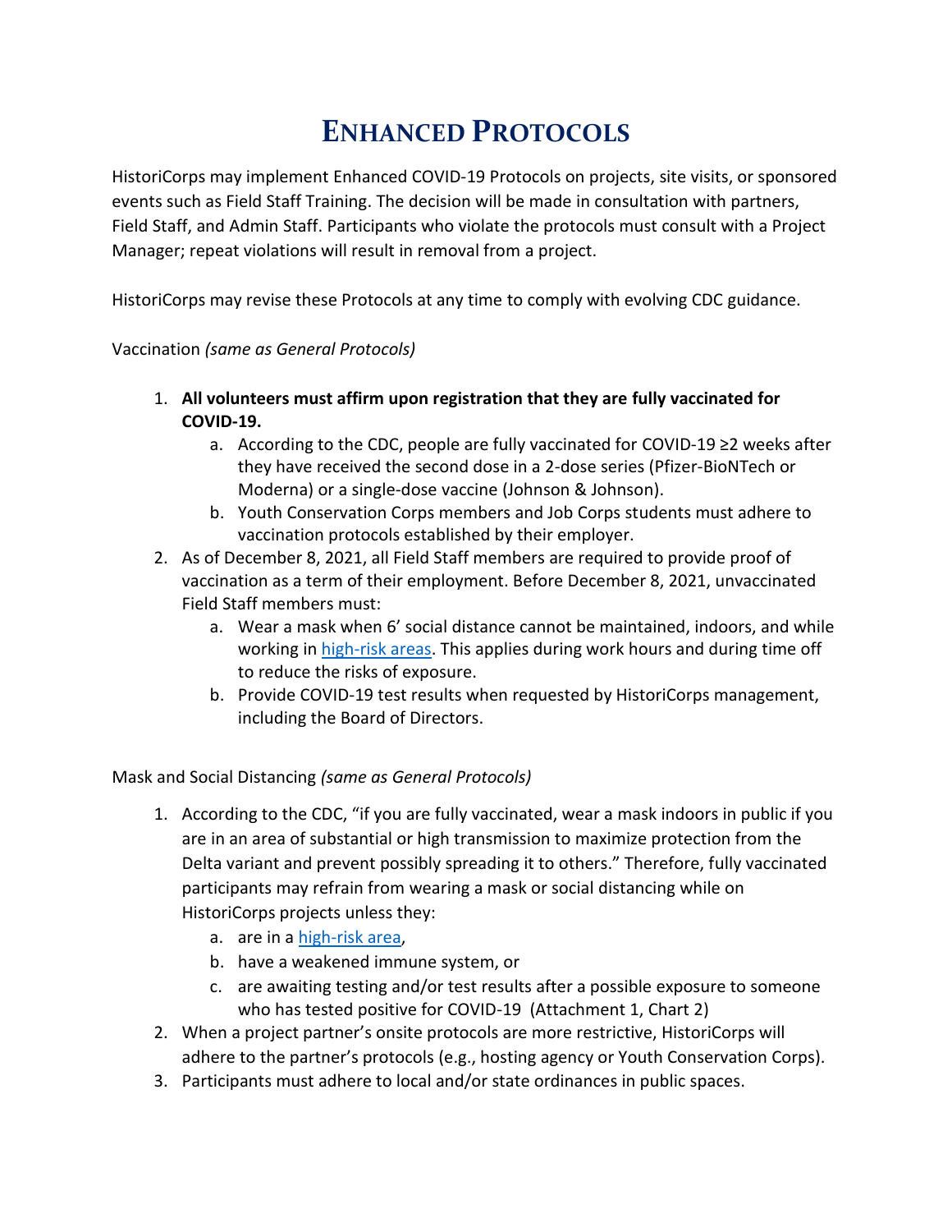# Enhanced Protocols

HistoriCorps may implement Enhanced COVID-19 Protocols on projects, site visits, or sponsored events such as Field Staff Training. The decision will be made in consultation with partners, Field Staff, and Admin Staff. Participants who violate the protocols must consult with a Project Manager; repeat violations will result in removal from a project.

HistoriCorps may revise these Protocols at any time to comply with evolving CDC guidance.

Vaccination *(same as General Protocols)*

1. **All volunteers must affirm upon registration that they are fully vaccinated for COVID-19.**
    a. According to the CDC, people are fully vaccinated for COVID-19 ≥2 weeks after they have received the second dose in a 2-dose series (Pfizer-BioNTech or Moderna) or a single-dose vaccine (Johnson & Johnson).
    b. Youth Conservation Corps members and Job Corps students must adhere to vaccination protocols established by their employer.
2. As of December 8, 2021, all Field Staff members are required to provide proof of vaccination as a term of their employment. Before December 8, 2021, unvaccinated Field Staff members must:
    a. Wear a mask when 6' social distance cannot be maintained, indoors, and while working in high-risk areas. This applies during work hours and during time off to reduce the risks of exposure.
    b. Provide COVID-19 test results when requested by HistoriCorps management, including the Board of Directors.

Mask and Social Distancing *(same as General Protocols)*

1. According to the CDC, "if you are fully vaccinated, wear a mask indoors in public if you are in an area of substantial or high transmission to maximize protection from the Delta variant and prevent possibly spreading it to others." Therefore, fully vaccinated participants may refrain from wearing a mask or social distancing while on HistoriCorps projects unless they:
    a. are in a high-risk area,
    b. have a weakened immune system, or
    c. are awaiting testing and/or test results after a possible exposure to someone who has tested positive for COVID-19 (Attachment 1, Chart 2)
2. When a project partner's onsite protocols are more restrictive, HistoriCorps will adhere to the partner's protocols (e.g., hosting agency or Youth Conservation Corps).
3. Participants must adhere to local and/or state ordinances in public spaces.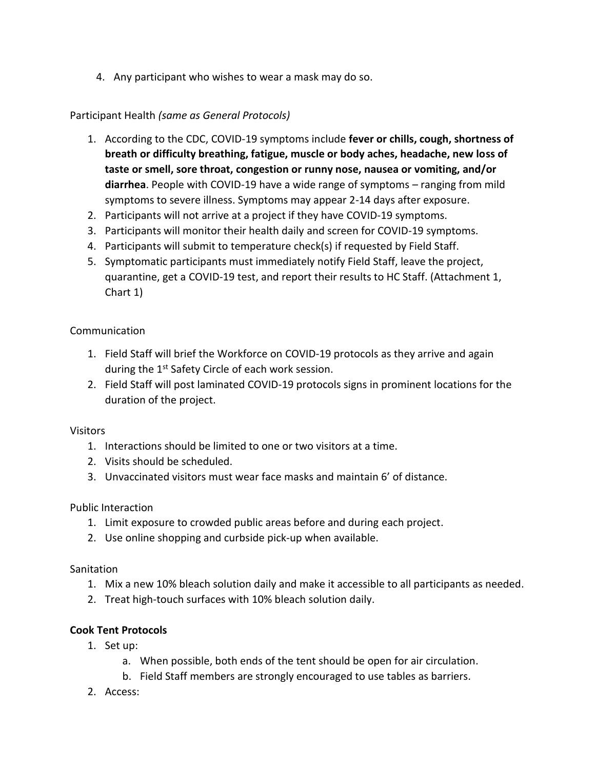4. Any participant who wishes to wear a mask may do so.

Participant Health *(same as General Protocols)*

1. According to the CDC, COVID-19 symptoms include **fever or chills, cough, shortness of breath or difficulty breathing, fatigue, muscle or body aches, headache, new loss of taste or smell, sore throat, congestion or runny nose, nausea or vomiting, and/or diarrhea**. People with COVID-19 have a wide range of symptoms – ranging from mild symptoms to severe illness. Symptoms may appear 2-14 days after exposure.
2. Participants will not arrive at a project if they have COVID-19 symptoms.
3. Participants will monitor their health daily and screen for COVID-19 symptoms.
4. Participants will submit to temperature check(s) if requested by Field Staff.
5. Symptomatic participants must immediately notify Field Staff, leave the project, quarantine, get a COVID-19 test, and report their results to HC Staff. (Attachment 1, Chart 1)

Communication

1. Field Staff will brief the Workforce on COVID-19 protocols as they arrive and again during the 1st Safety Circle of each work session.
2. Field Staff will post laminated COVID-19 protocols signs in prominent locations for the duration of the project.

Visitors

1. Interactions should be limited to one or two visitors at a time.
2. Visits should be scheduled.
3. Unvaccinated visitors must wear face masks and maintain 6' of distance.

Public Interaction

1. Limit exposure to crowded public areas before and during each project.
2. Use online shopping and curbside pick-up when available.

Sanitation

1. Mix a new 10% bleach solution daily and make it accessible to all participants as needed.
2. Treat high-touch surfaces with 10% bleach solution daily.

**Cook Tent Protocols**

1. Set up:
   a. When possible, both ends of the tent should be open for air circulation.
   b. Field Staff members are strongly encouraged to use tables as barriers.
2. Access: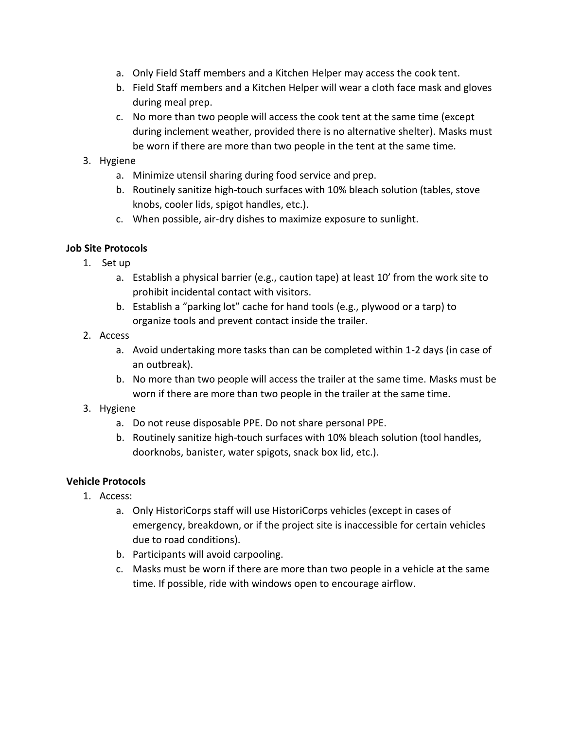a. Only Field Staff members and a Kitchen Helper may access the cook tent.
   b. Field Staff members and a Kitchen Helper will wear a cloth face mask and gloves during meal prep.
   c. No more than two people will access the cook tent at the same time (except during inclement weather, provided there is no alternative shelter). Masks must be worn if there are more than two people in the tent at the same time.
3. Hygiene
   a. Minimize utensil sharing during food service and prep.
   b. Routinely sanitize high-touch surfaces with 10% bleach solution (tables, stove knobs, cooler lids, spigot handles, etc.).
   c. When possible, air-dry dishes to maximize exposure to sunlight.

**Job Site Protocols**

1. Set up
   a. Establish a physical barrier (e.g., caution tape) at least 10' from the work site to prohibit incidental contact with visitors.
   b. Establish a "parking lot" cache for hand tools (e.g., plywood or a tarp) to organize tools and prevent contact inside the trailer.
2. Access
   a. Avoid undertaking more tasks than can be completed within 1-2 days (in case of an outbreak).
   b. No more than two people will access the trailer at the same time. Masks must be worn if there are more than two people in the trailer at the same time.
3. Hygiene
   a. Do not reuse disposable PPE. Do not share personal PPE.
   b. Routinely sanitize high-touch surfaces with 10% bleach solution (tool handles, doorknobs, banister, water spigots, snack box lid, etc.).

**Vehicle Protocols**

1. Access:
   a. Only HistoriCorps staff will use HistoriCorps vehicles (except in cases of emergency, breakdown, or if the project site is inaccessible for certain vehicles due to road conditions).
   b. Participants will avoid carpooling.
   c. Masks must be worn if there are more than two people in a vehicle at the same time. If possible, ride with windows open to encourage airflow.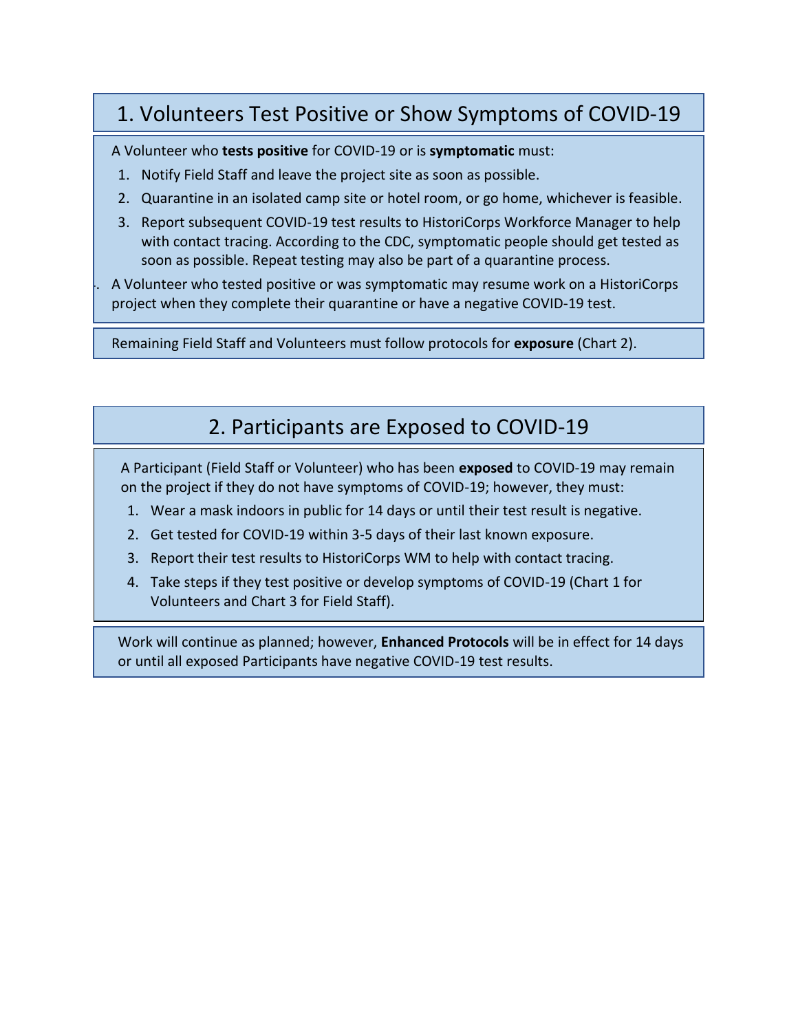## 1. Volunteers Test Positive or Show Symptoms of COVID-19

A Volunteer who **tests positive** for COVID-19 or is **symptomatic** must:

1. Notify Field Staff and leave the project site as soon as possible.
2. Quarantine in an isolated camp site or hotel room, or go home, whichever is feasible.
3. Report subsequent COVID-19 test results to HistoriCorps Workforce Manager to help with contact tracing. According to the CDC, symptomatic people should get tested as soon as possible. Repeat testing may also be part of a quarantine process.

A Volunteer who tested positive or was symptomatic may resume work on a HistoriCorps project when they complete their quarantine or have a negative COVID-19 test.

Remaining Field Staff and Volunteers must follow protocols for **exposure** (Chart 2).

## 2. Participants are Exposed to COVID-19

A Participant (Field Staff or Volunteer) who has been **exposed** to COVID-19 may remain on the project if they do not have symptoms of COVID-19; however, they must:

1. Wear a mask indoors in public for 14 days or until their test result is negative.
2. Get tested for COVID-19 within 3-5 days of their last known exposure.
3. Report their test results to HistoriCorps WM to help with contact tracing.
4. Take steps if they test positive or develop symptoms of COVID-19 (Chart 1 for Volunteers and Chart 3 for Field Staff).

Work will continue as planned; however, **Enhanced Protocols** will be in effect for 14 days or until all exposed Participants have negative COVID-19 test results.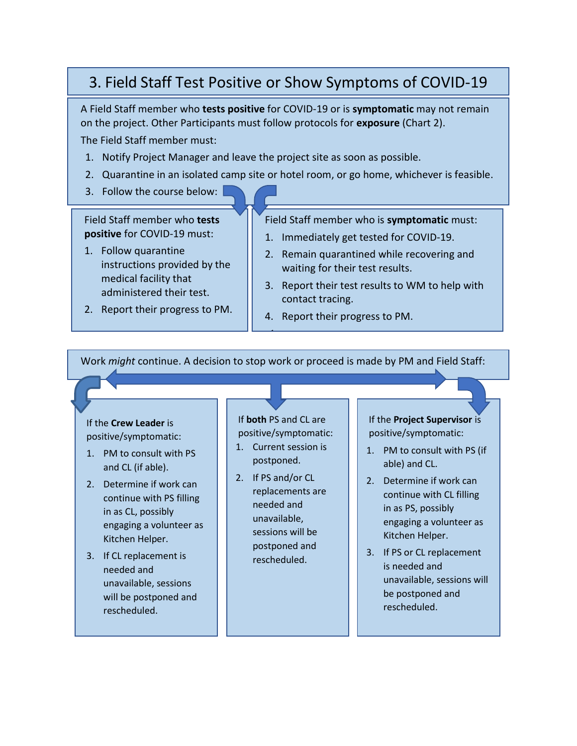# 3. Field Staff Test Positive or Show Symptoms of COVID-19

A Field Staff member who **tests positive** for COVID-19 or is **symptomatic** may not remain on the project. Other Participants must follow protocols for **exposure** (Chart 2).

The Field Staff member must:

1. Notify Project Manager and leave the project site as soon as possible.
2. Quarantine in an isolated camp site or hotel room, or go home, whichever is feasible.
3. Follow the course below:

Field Staff member who **tests positive** for COVID-19 must:

1. Follow quarantine instructions provided by the medical facility that administered their test.
2. Report their progress to PM.

Field Staff member who is **symptomatic** must:

1. Immediately get tested for COVID-19.
2. Remain quarantined while recovering and waiting for their test results.
3. Report their test results to WM to help with contact tracing.
4. Report their progress to PM.

Work *might* continue. A decision to stop work or proceed is made by PM and Field Staff:

If the **Crew Leader** is positive/symptomatic:

1. PM to consult with PS and CL (if able).
2. Determine if work can continue with PS filling in as CL, possibly engaging a volunteer as Kitchen Helper.
3. If CL replacement is needed and unavailable, sessions will be postponed and rescheduled.

If **both** PS and CL are positive/symptomatic:

1. Current session is postponed.
2. If PS and/or CL replacements are needed and unavailable, sessions will be postponed and rescheduled.

If the **Project Supervisor** is positive/symptomatic:

1. PM to consult with PS (if able) and CL.
2. Determine if work can continue with CL filling in as PS, possibly engaging a volunteer as Kitchen Helper.
3. If PS or CL replacement is needed and unavailable, sessions will be postponed and rescheduled.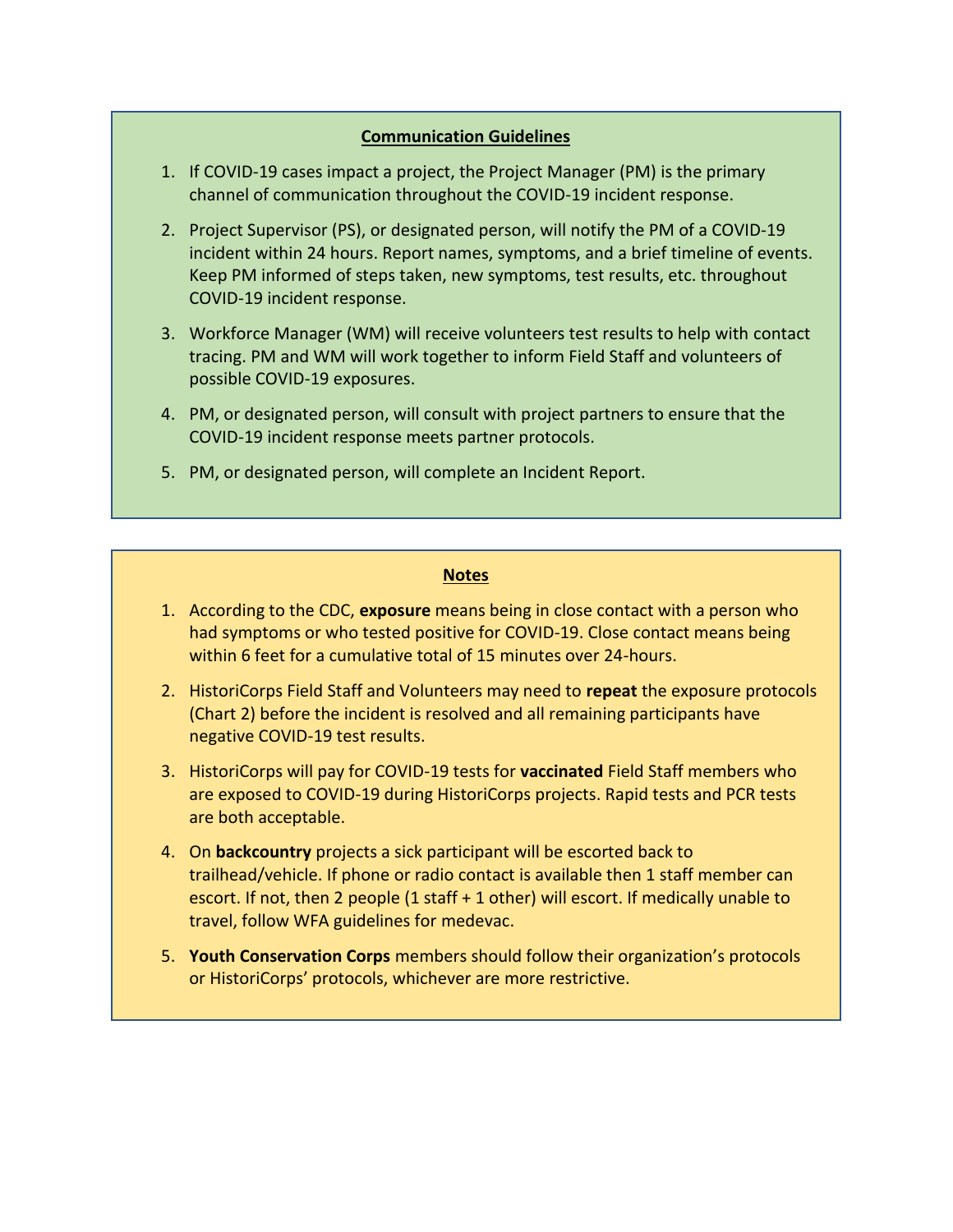**Communication Guidelines**

1. If COVID-19 cases impact a project, the Project Manager (PM) is the primary channel of communication throughout the COVID-19 incident response.
2. Project Supervisor (PS), or designated person, will notify the PM of a COVID-19 incident within 24 hours. Report names, symptoms, and a brief timeline of events. Keep PM informed of steps taken, new symptoms, test results, etc. throughout COVID-19 incident response.
3. Workforce Manager (WM) will receive volunteers test results to help with contact tracing. PM and WM will work together to inform Field Staff and volunteers of possible COVID-19 exposures.
4. PM, or designated person, will consult with project partners to ensure that the COVID-19 incident response meets partner protocols.
5. PM, or designated person, will complete an Incident Report.

**Notes**

1. According to the CDC, **exposure** means being in close contact with a person who had symptoms or who tested positive for COVID-19. Close contact means being within 6 feet for a cumulative total of 15 minutes over 24-hours.
2. HistoriCorps Field Staff and Volunteers may need to **repeat** the exposure protocols (Chart 2) before the incident is resolved and all remaining participants have negative COVID-19 test results.
3. HistoriCorps will pay for COVID-19 tests for **vaccinated** Field Staff members who are exposed to COVID-19 during HistoriCorps projects. Rapid tests and PCR tests are both acceptable.
4. On **backcountry** projects a sick participant will be escorted back to trailhead/vehicle. If phone or radio contact is available then 1 staff member can escort. If not, then 2 people (1 staff + 1 other) will escort. If medically unable to travel, follow WFA guidelines for medevac.
5. **Youth Conservation Corps** members should follow their organization's protocols or HistoriCorps' protocols, whichever are more restrictive.